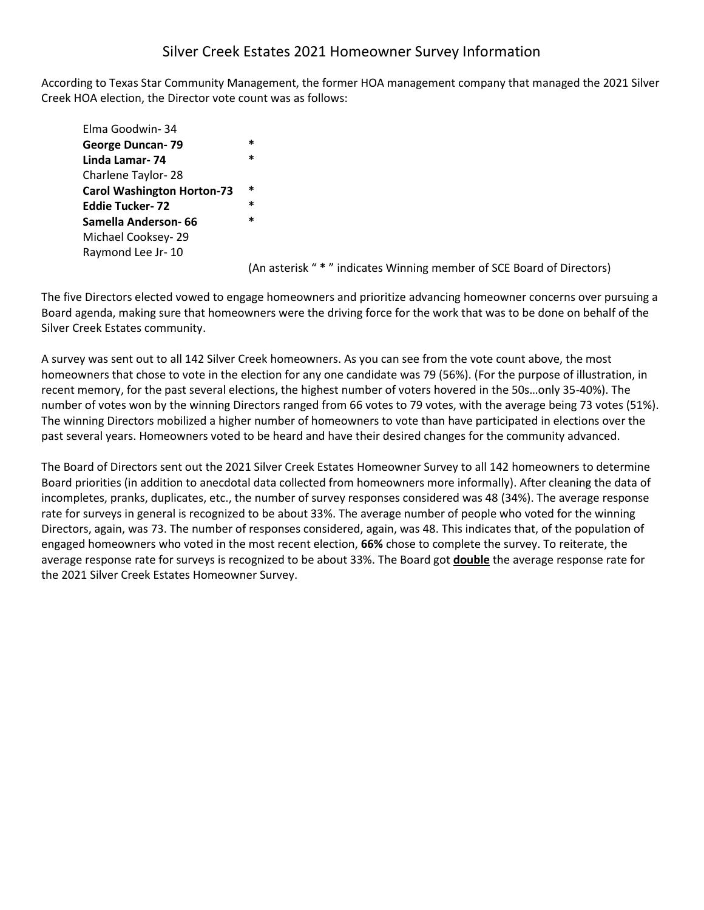# Silver Creek Estates 2021 Homeowner Survey Information

According to Texas Star Community Management, the former HOA management company that managed the 2021 Silver Creek HOA election, the Director vote count was as follows:

| Candidate | |
|---|---|
| Elma Goodwin- 34 | |
| **George Duncan- 79** | * |
| **Linda Lamar- 74** | * |
| Charlene Taylor- 28 | |
| **Carol Washington Horton-73** | * |
| **Eddie Tucker- 72** | * |
| **Samella Anderson- 66** | * |
| Michael Cooksey- 29 | |
| Raymond Lee Jr- 10 | |

(An asterisk " **\*** " indicates Winning member of SCE Board of Directors)

The five Directors elected vowed to engage homeowners and prioritize advancing homeowner concerns over pursuing a Board agenda, making sure that homeowners were the driving force for the work that was to be done on behalf of the Silver Creek Estates community.

A survey was sent out to all 142 Silver Creek homeowners. As you can see from the vote count above, the most homeowners that chose to vote in the election for any one candidate was 79 (56%). (For the purpose of illustration, in recent memory, for the past several elections, the highest number of voters hovered in the 50s…only 35-40%). The number of votes won by the winning Directors ranged from 66 votes to 79 votes, with the average being 73 votes (51%). The winning Directors mobilized a higher number of homeowners to vote than have participated in elections over the past several years. Homeowners voted to be heard and have their desired changes for the community advanced.

The Board of Directors sent out the 2021 Silver Creek Estates Homeowner Survey to all 142 homeowners to determine Board priorities (in addition to anecdotal data collected from homeowners more informally). After cleaning the data of incompletes, pranks, duplicates, etc., the number of survey responses considered was 48 (34%). The average response rate for surveys in general is recognized to be about 33%. The average number of people who voted for the winning Directors, again, was 73. The number of responses considered, again, was 48. This indicates that, of the population of engaged homeowners who voted in the most recent election, **66%** chose to complete the survey. To reiterate, the average response rate for surveys is recognized to be about 33%. The Board got <u>**double**</u> the average response rate for the 2021 Silver Creek Estates Homeowner Survey.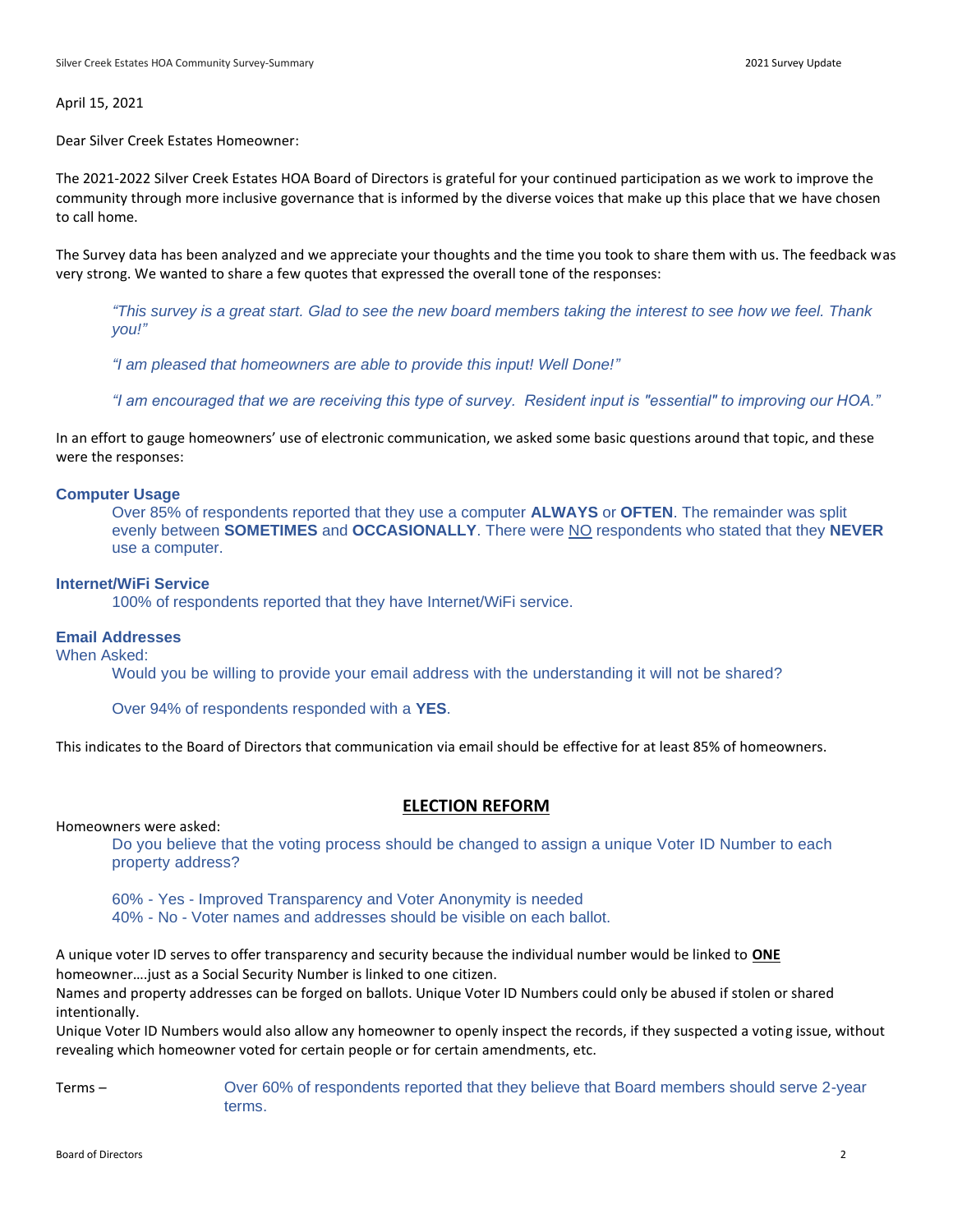April 15, 2021

Dear Silver Creek Estates Homeowner:

The 2021-2022 Silver Creek Estates HOA Board of Directors is grateful for your continued participation as we work to improve the community through more inclusive governance that is informed by the diverse voices that make up this place that we have chosen to call home.

The Survey data has been analyzed and we appreciate your thoughts and the time you took to share them with us. The feedback was very strong. We wanted to share a few quotes that expressed the overall tone of the responses:

> *"This survey is a great start. Glad to see the new board members taking the interest to see how we feel. Thank you!"*
>
> *"I am pleased that homeowners are able to provide this input! Well Done!"*
>
> *"I am encouraged that we are receiving this type of survey. Resident input is "essential" to improving our HOA."*

In an effort to gauge homeowners' use of electronic communication, we asked some basic questions around that topic, and these were the responses:

**Computer Usage**

Over 85% of respondents reported that they use a computer **ALWAYS** or **OFTEN**. The remainder was split evenly between **SOMETIMES** and **OCCASIONALLY**. There were <u>NO</u> respondents who stated that they **NEVER** use a computer.

**Internet/WiFi Service**

100% of respondents reported that they have Internet/WiFi service.

**Email Addresses**

When Asked:

Would you be willing to provide your email address with the understanding it will not be shared?

Over 94% of respondents responded with a **YES**.

This indicates to the Board of Directors that communication via email should be effective for at least 85% of homeowners.

## ELECTION REFORM

Homeowners were asked:

Do you believe that the voting process should be changed to assign a unique Voter ID Number to each property address?

60% - Yes - Improved Transparency and Voter Anonymity is needed
40% - No - Voter names and addresses should be visible on each ballot.

A unique voter ID serves to offer transparency and security because the individual number would be linked to **ONE** homeowner….just as a Social Security Number is linked to one citizen.
Names and property addresses can be forged on ballots. Unique Voter ID Numbers could only be abused if stolen or shared intentionally.
Unique Voter ID Numbers would also allow any homeowner to openly inspect the records, if they suspected a voting issue, without revealing which homeowner voted for certain people or for certain amendments, etc.

Terms – Over 60% of respondents reported that they believe that Board members should serve 2-year terms.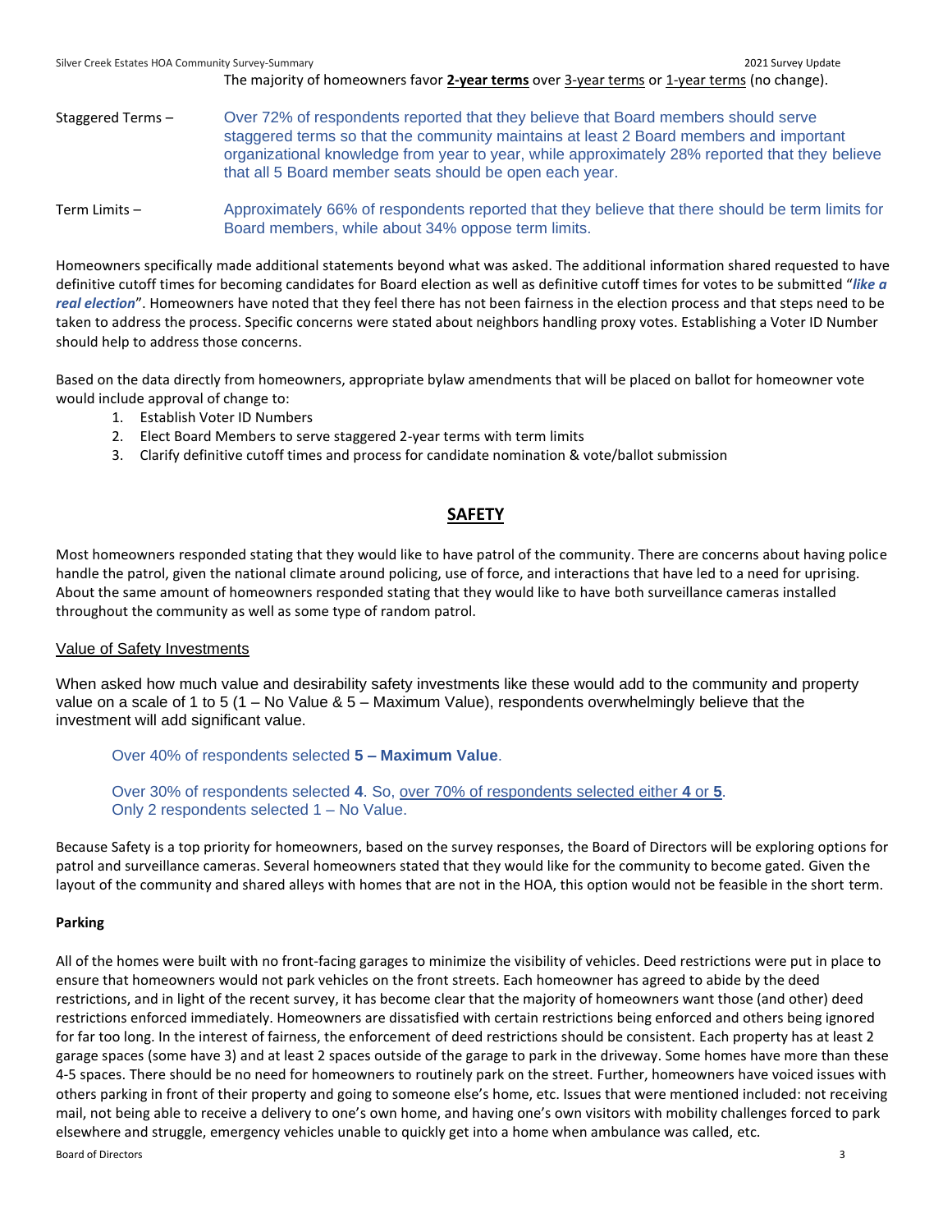The majority of homeowners favor **2-year terms** over 3-year terms or 1-year terms (no change).

Staggered Terms – Over 72% of respondents reported that they believe that Board members should serve staggered terms so that the community maintains at least 2 Board members and important organizational knowledge from year to year, while approximately 28% reported that they believe that all 5 Board member seats should be open each year.

Term Limits – Approximately 66% of respondents reported that they believe that there should be term limits for Board members, while about 34% oppose term limits.

Homeowners specifically made additional statements beyond what was asked. The additional information shared requested to have definitive cutoff times for becoming candidates for Board election as well as definitive cutoff times for votes to be submitted "***like a real election***". Homeowners have noted that they feel there has not been fairness in the election process and that steps need to be taken to address the process. Specific concerns were stated about neighbors handling proxy votes. Establishing a Voter ID Number should help to address those concerns.

Based on the data directly from homeowners, appropriate bylaw amendments that will be placed on ballot for homeowner vote would include approval of change to:

1. Establish Voter ID Numbers
2. Elect Board Members to serve staggered 2-year terms with term limits
3. Clarify definitive cutoff times and process for candidate nomination & vote/ballot submission

## SAFETY

Most homeowners responded stating that they would like to have patrol of the community. There are concerns about having police handle the patrol, given the national climate around policing, use of force, and interactions that have led to a need for uprising. About the same amount of homeowners responded stating that they would like to have both surveillance cameras installed throughout the community as well as some type of random patrol.

### Value of Safety Investments

When asked how much value and desirability safety investments like these would add to the community and property value on a scale of 1 to 5 (1 – No Value & 5 – Maximum Value), respondents overwhelmingly believe that the investment will add significant value.

Over 40% of respondents selected **5 – Maximum Value**.

Over 30% of respondents selected **4**. So, over 70% of respondents selected either **4** or **5**.
Only 2 respondents selected 1 – No Value.

Because Safety is a top priority for homeowners, based on the survey responses, the Board of Directors will be exploring options for patrol and surveillance cameras. Several homeowners stated that they would like for the community to become gated. Given the layout of the community and shared alleys with homes that are not in the HOA, this option would not be feasible in the short term.

### Parking

All of the homes were built with no front-facing garages to minimize the visibility of vehicles. Deed restrictions were put in place to ensure that homeowners would not park vehicles on the front streets. Each homeowner has agreed to abide by the deed restrictions, and in light of the recent survey, it has become clear that the majority of homeowners want those (and other) deed restrictions enforced immediately. Homeowners are dissatisfied with certain restrictions being enforced and others being ignored for far too long. In the interest of fairness, the enforcement of deed restrictions should be consistent. Each property has at least 2 garage spaces (some have 3) and at least 2 spaces outside of the garage to park in the driveway. Some homes have more than these 4-5 spaces. There should be no need for homeowners to routinely park on the street. Further, homeowners have voiced issues with others parking in front of their property and going to someone else's home, etc. Issues that were mentioned included: not receiving mail, not being able to receive a delivery to one's own home, and having one's own visitors with mobility challenges forced to park elsewhere and struggle, emergency vehicles unable to quickly get into a home when ambulance was called, etc.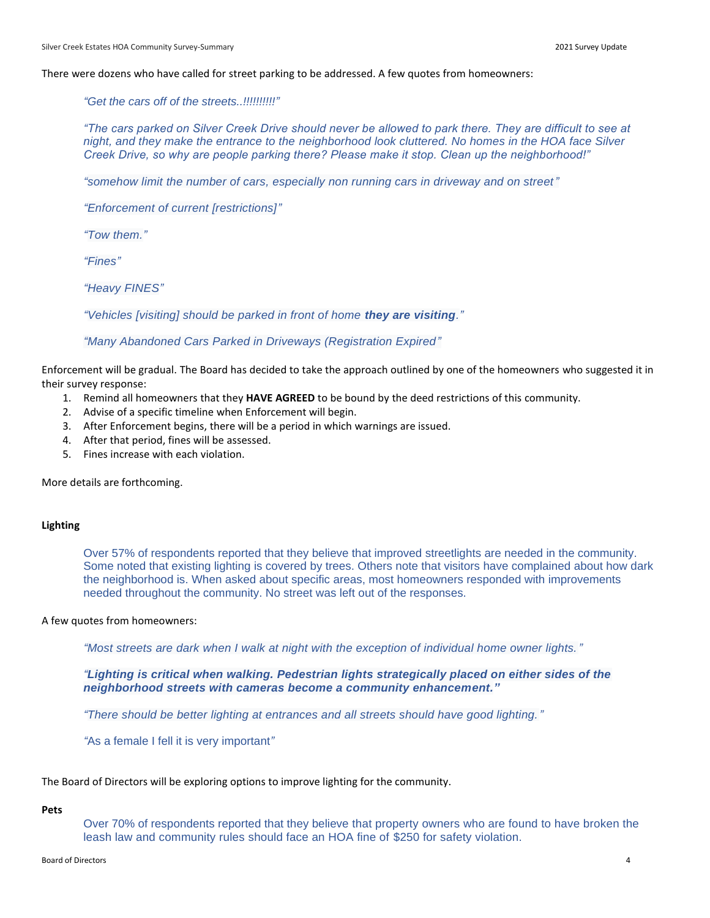There were dozens who have called for street parking to be addressed. A few quotes from homeowners:

> *"Get the cars off of the streets..!!!!!!!!!!"*
>
> *"The cars parked on Silver Creek Drive should never be allowed to park there. They are difficult to see at night, and they make the entrance to the neighborhood look cluttered. No homes in the HOA face Silver Creek Drive, so why are people parking there? Please make it stop. Clean up the neighborhood!"*
>
> *"somehow limit the number of cars, especially non running cars in driveway and on street"*
>
> *"Enforcement of current [restrictions]"*
>
> *"Tow them."*
>
> *"Fines"*
>
> *"Heavy FINES"*
>
> *"Vehicles [visiting] should be parked in front of home **they are visiting**."*
>
> *"Many Abandoned Cars Parked in Driveways (Registration Expired"*

Enforcement will be gradual. The Board has decided to take the approach outlined by one of the homeowners who suggested it in their survey response:

1. Remind all homeowners that they **HAVE AGREED** to be bound by the deed restrictions of this community.
2. Advise of a specific timeline when Enforcement will begin.
3. After Enforcement begins, there will be a period in which warnings are issued.
4. After that period, fines will be assessed.
5. Fines increase with each violation.

More details are forthcoming.

**Lighting**

> Over 57% of respondents reported that they believe that improved streetlights are needed in the community. Some noted that existing lighting is covered by trees. Others note that visitors have complained about how dark the neighborhood is. When asked about specific areas, most homeowners responded with improvements needed throughout the community. No street was left out of the responses.

A few quotes from homeowners:

> *"Most streets are dark when I walk at night with the exception of individual home owner lights."*
>
> ***"Lighting is critical when walking. Pedestrian lights strategically placed on either sides of the neighborhood streets with cameras become a community enhancement."***
>
> *"There should be better lighting at entrances and all streets should have good lighting."*
>
> "As a female I fell it is very important"

The Board of Directors will be exploring options to improve lighting for the community.

**Pets**

> Over 70% of respondents reported that they believe that property owners who are found to have broken the leash law and community rules should face an HOA fine of $250 for safety violation.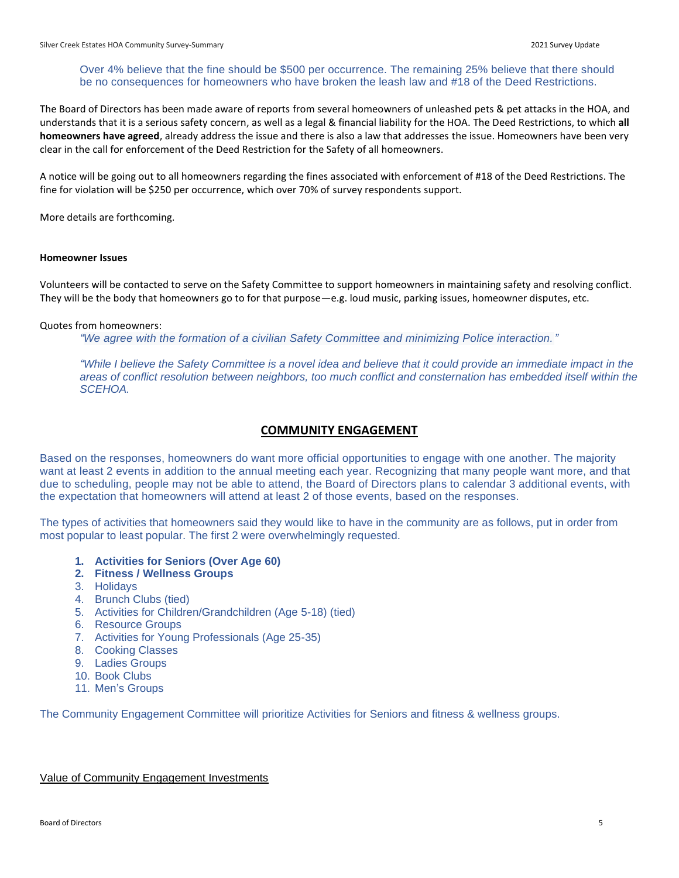Over 4% believe that the fine should be $500 per occurrence. The remaining 25% believe that there should be no consequences for homeowners who have broken the leash law and #18 of the Deed Restrictions.

The Board of Directors has been made aware of reports from several homeowners of unleashed pets & pet attacks in the HOA, and understands that it is a serious safety concern, as well as a legal & financial liability for the HOA. The Deed Restrictions, to which **all homeowners have agreed**, already address the issue and there is also a law that addresses the issue. Homeowners have been very clear in the call for enforcement of the Deed Restriction for the Safety of all homeowners.

A notice will be going out to all homeowners regarding the fines associated with enforcement of #18 of the Deed Restrictions. The fine for violation will be $250 per occurrence, which over 70% of survey respondents support.

More details are forthcoming.

**Homeowner Issues**

Volunteers will be contacted to serve on the Safety Committee to support homeowners in maintaining safety and resolving conflict. They will be the body that homeowners go to for that purpose—e.g. loud music, parking issues, homeowner disputes, etc.

Quotes from homeowners:

> *"We agree with the formation of a civilian Safety Committee and minimizing Police interaction."*
>
> *"While I believe the Safety Committee is a novel idea and believe that it could provide an immediate impact in the areas of conflict resolution between neighbors, too much conflict and consternation has embedded itself within the SCEHOA.*

## COMMUNITY ENGAGEMENT

Based on the responses, homeowners do want more official opportunities to engage with one another. The majority want at least 2 events in addition to the annual meeting each year. Recognizing that many people want more, and that due to scheduling, people may not be able to attend, the Board of Directors plans to calendar 3 additional events, with the expectation that homeowners will attend at least 2 of those events, based on the responses.

The types of activities that homeowners said they would like to have in the community are as follows, put in order from most popular to least popular. The first 2 were overwhelmingly requested.

1. **Activities for Seniors (Over Age 60)**
2. **Fitness / Wellness Groups**
3. Holidays
4. Brunch Clubs (tied)
5. Activities for Children/Grandchildren (Age 5-18) (tied)
6. Resource Groups
7. Activities for Young Professionals (Age 25-35)
8. Cooking Classes
9. Ladies Groups
10. Book Clubs
11. Men's Groups

The Community Engagement Committee will prioritize Activities for Seniors and fitness & wellness groups.

Value of Community Engagement Investments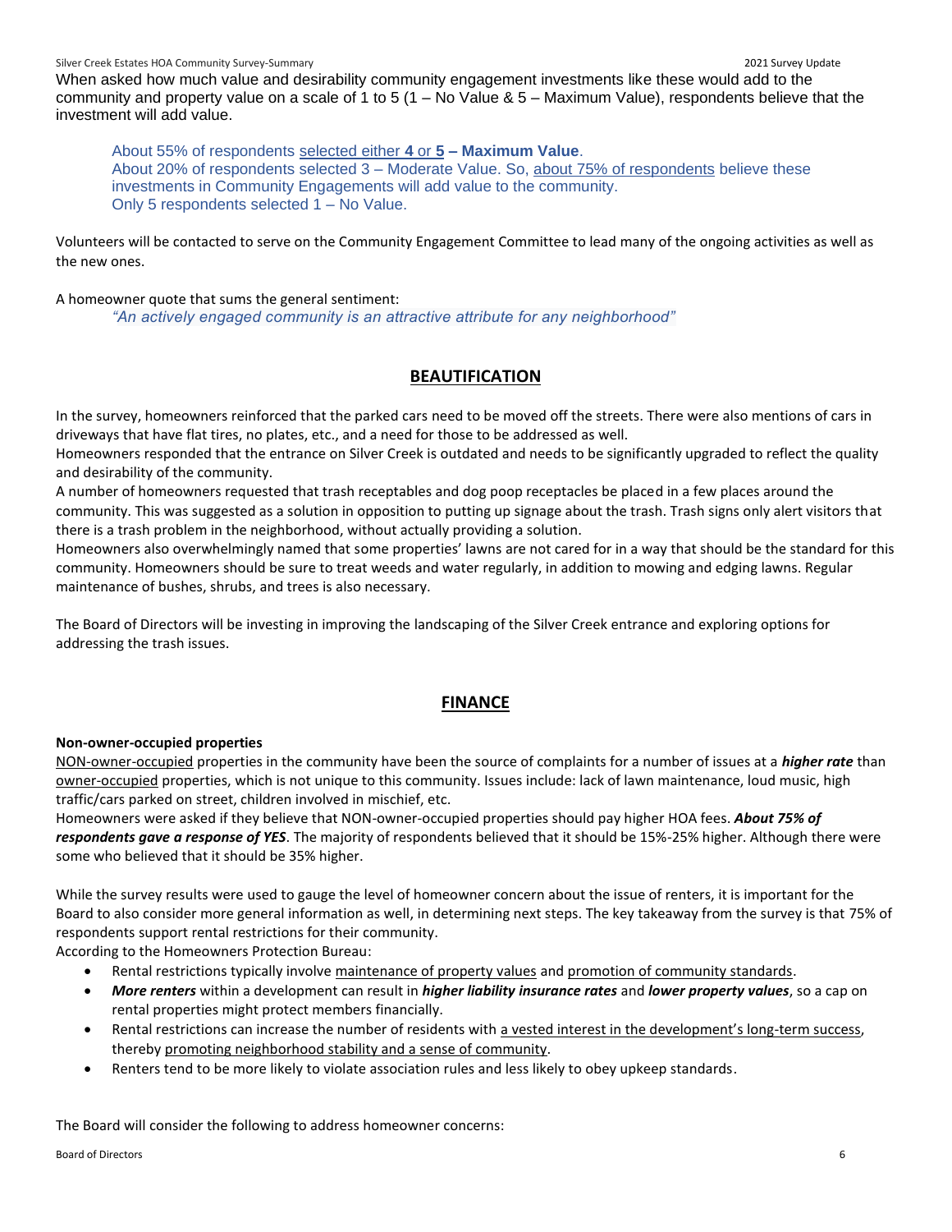When asked how much value and desirability community engagement investments like these would add to the community and property value on a scale of 1 to 5 (1 – No Value & 5 – Maximum Value), respondents believe that the investment will add value.

> About 55% of respondents selected either **4** or **5** **– Maximum Value**.
> About 20% of respondents selected 3 – Moderate Value. So, about 75% of respondents believe these investments in Community Engagements will add value to the community.
> Only 5 respondents selected 1 – No Value.

Volunteers will be contacted to serve on the Community Engagement Committee to lead many of the ongoing activities as well as the new ones.

A homeowner quote that sums the general sentiment:

> *"An actively engaged community is an attractive attribute for any neighborhood"*

## BEAUTIFICATION

In the survey, homeowners reinforced that the parked cars need to be moved off the streets. There were also mentions of cars in driveways that have flat tires, no plates, etc., and a need for those to be addressed as well.

Homeowners responded that the entrance on Silver Creek is outdated and needs to be significantly upgraded to reflect the quality and desirability of the community.

A number of homeowners requested that trash receptables and dog poop receptacles be placed in a few places around the community. This was suggested as a solution in opposition to putting up signage about the trash. Trash signs only alert visitors that there is a trash problem in the neighborhood, without actually providing a solution.

Homeowners also overwhelmingly named that some properties' lawns are not cared for in a way that should be the standard for this community. Homeowners should be sure to treat weeds and water regularly, in addition to mowing and edging lawns. Regular maintenance of bushes, shrubs, and trees is also necessary.

The Board of Directors will be investing in improving the landscaping of the Silver Creek entrance and exploring options for addressing the trash issues.

## FINANCE

**Non-owner-occupied properties**

NON-owner-occupied properties in the community have been the source of complaints for a number of issues at a ***higher rate*** than owner-occupied properties, which is not unique to this community. Issues include: lack of lawn maintenance, loud music, high traffic/cars parked on street, children involved in mischief, etc.

Homeowners were asked if they believe that NON-owner-occupied properties should pay higher HOA fees. ***About 75% of respondents gave a response of YES***. The majority of respondents believed that it should be 15%-25% higher. Although there were some who believed that it should be 35% higher.

While the survey results were used to gauge the level of homeowner concern about the issue of renters, it is important for the Board to also consider more general information as well, in determining next steps. The key takeaway from the survey is that 75% of respondents support rental restrictions for their community.

According to the Homeowners Protection Bureau:

- Rental restrictions typically involve maintenance of property values and promotion of community standards.
- ***More renters*** within a development can result in ***higher liability insurance rates*** and ***lower property values***, so a cap on rental properties might protect members financially.
- Rental restrictions can increase the number of residents with a vested interest in the development's long-term success, thereby promoting neighborhood stability and a sense of community.
- Renters tend to be more likely to violate association rules and less likely to obey upkeep standards.

The Board will consider the following to address homeowner concerns: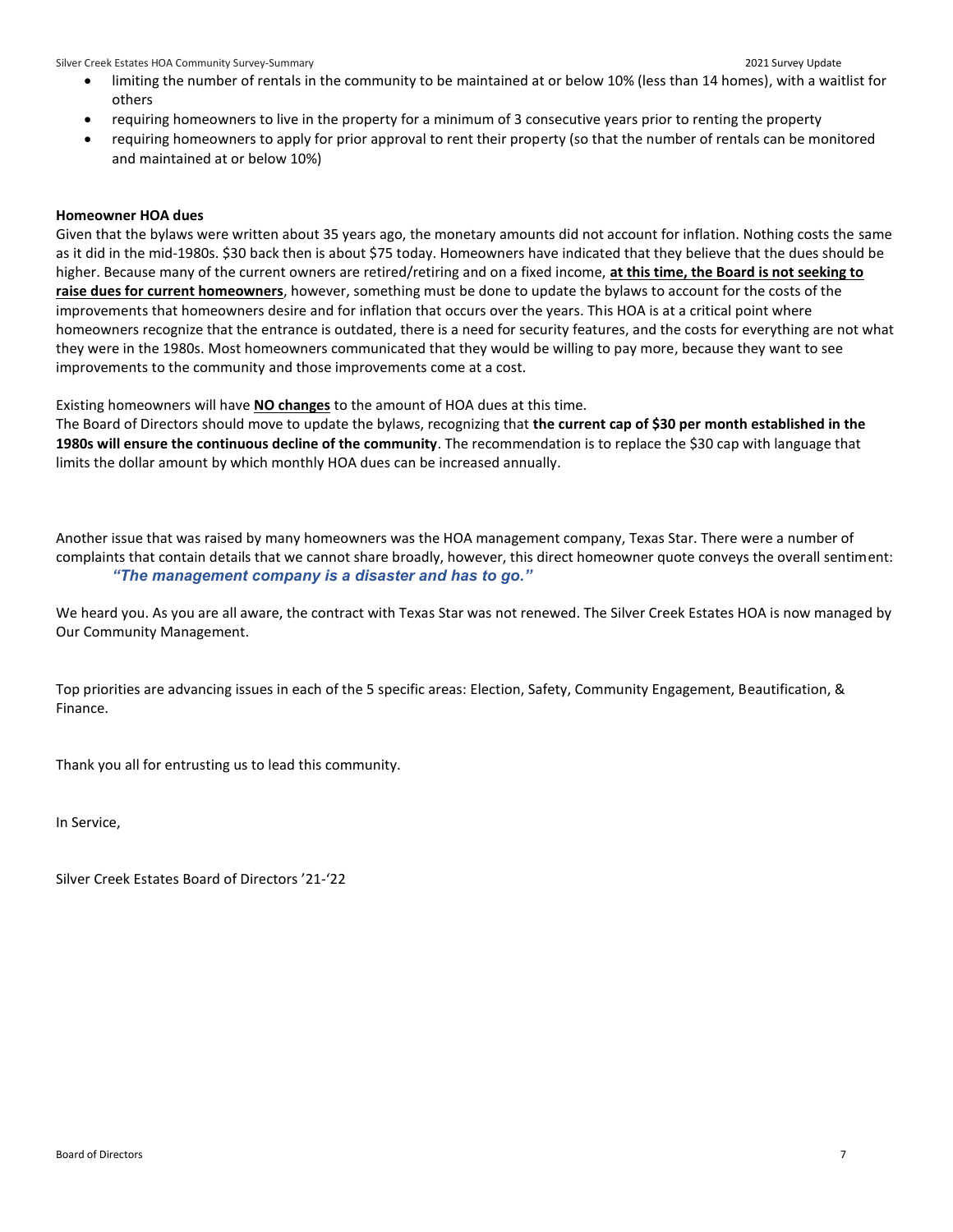- limiting the number of rentals in the community to be maintained at or below 10% (less than 14 homes), with a waitlist for others
- requiring homeowners to live in the property for a minimum of 3 consecutive years prior to renting the property
- requiring homeowners to apply for prior approval to rent their property (so that the number of rentals can be monitored and maintained at or below 10%)

**Homeowner HOA dues**

Given that the bylaws were written about 35 years ago, the monetary amounts did not account for inflation. Nothing costs the same as it did in the mid-1980s. $30 back then is about $75 today. Homeowners have indicated that they believe that the dues should be higher. Because many of the current owners are retired/retiring and on a fixed income, **at this time, the Board is not seeking to raise dues for current homeowners**, however, something must be done to update the bylaws to account for the costs of the improvements that homeowners desire and for inflation that occurs over the years. This HOA is at a critical point where homeowners recognize that the entrance is outdated, there is a need for security features, and the costs for everything are not what they were in the 1980s. Most homeowners communicated that they would be willing to pay more, because they want to see improvements to the community and those improvements come at a cost.

Existing homeowners will have **NO changes** to the amount of HOA dues at this time.

The Board of Directors should move to update the bylaws, recognizing that **the current cap of $30 per month established in the 1980s will ensure the continuous decline of the community**. The recommendation is to replace the $30 cap with language that limits the dollar amount by which monthly HOA dues can be increased annually.

Another issue that was raised by many homeowners was the HOA management company, Texas Star. There were a number of complaints that contain details that we cannot share broadly, however, this direct homeowner quote conveys the overall sentiment:

> ***"The management company is a disaster and has to go."***

We heard you. As you are all aware, the contract with Texas Star was not renewed. The Silver Creek Estates HOA is now managed by Our Community Management.

Top priorities are advancing issues in each of the 5 specific areas: Election, Safety, Community Engagement, Beautification, & Finance.

Thank you all for entrusting us to lead this community.

In Service,

Silver Creek Estates Board of Directors '21-'22